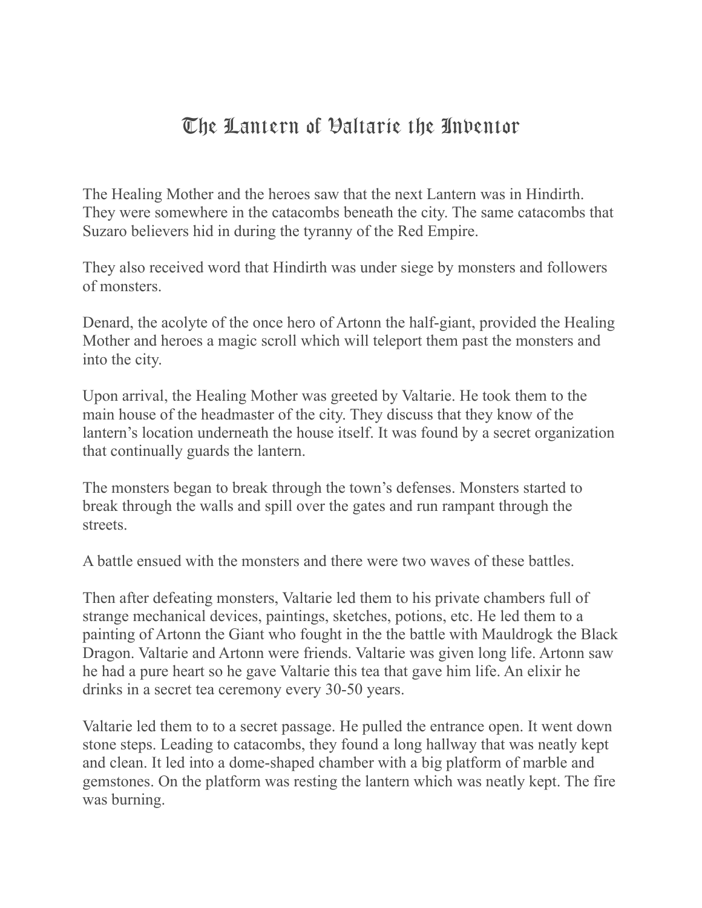# The Lantern of Valtarie the Inventor

The Healing Mother and the heroes saw that the next Lantern was in Hindirth. They were somewhere in the catacombs beneath the city. The same catacombs that Suzaro believers hid in during the tyranny of the Red Empire.

They also received word that Hindirth was under siege by monsters and followers of monsters.

Denard, the acolyte of the once hero of Artonn the half-giant, provided the Healing Mother and heroes a magic scroll which will teleport them past the monsters and into the city.

Upon arrival, the Healing Mother was greeted by Valtarie. He took them to the main house of the headmaster of the city. They discuss that they know of the lantern's location underneath the house itself. It was found by a secret organization that continually guards the lantern.

The monsters began to break through the town's defenses. Monsters started to break through the walls and spill over the gates and run rampant through the streets.

A battle ensued with the monsters and there were two waves of these battles.

Then after defeating monsters, Valtarie led them to his private chambers full of strange mechanical devices, paintings, sketches, potions, etc. He led them to a painting of Artonn the Giant who fought in the the battle with Mauldrogk the Black Dragon. Valtarie and Artonn were friends. Valtarie was given long life. Artonn saw he had a pure heart so he gave Valtarie this tea that gave him life. An elixir he drinks in a secret tea ceremony every 30-50 years.

Valtarie led them to to a secret passage. He pulled the entrance open. It went down stone steps. Leading to catacombs, they found a long hallway that was neatly kept and clean. It led into a dome-shaped chamber with a big platform of marble and gemstones. On the platform was resting the lantern which was neatly kept. The fire was burning.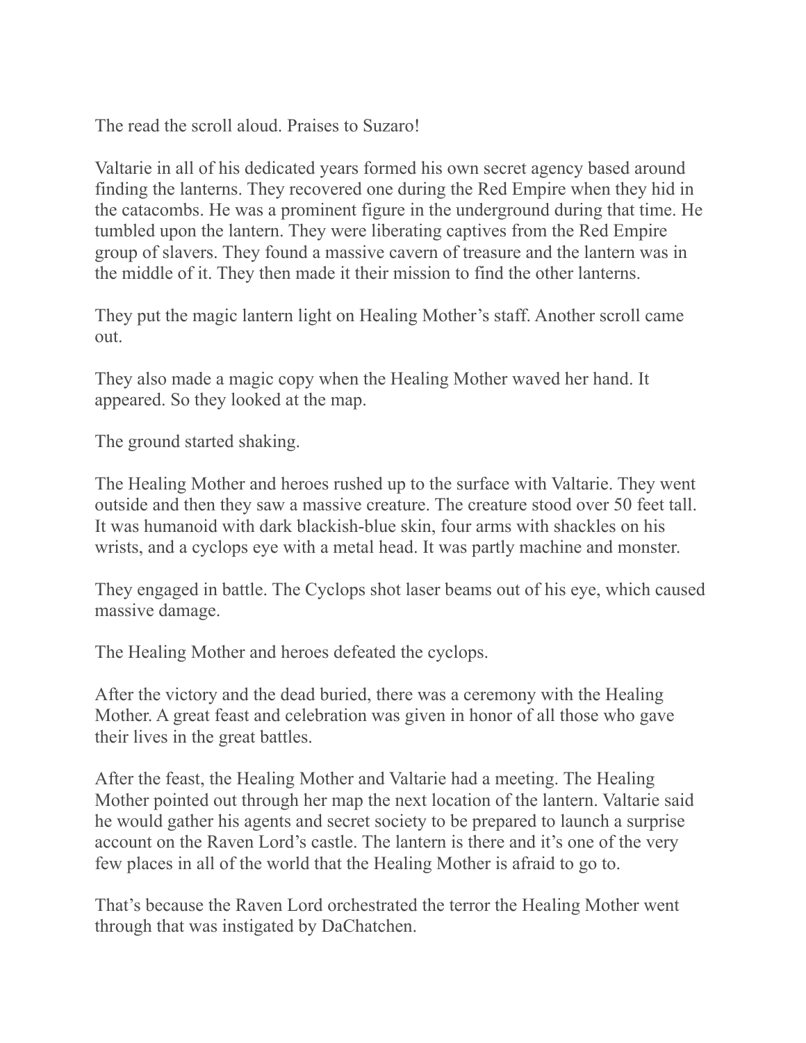The read the scroll aloud. Praises to Suzaro!

Valtarie in all of his dedicated years formed his own secret agency based around finding the lanterns. They recovered one during the Red Empire when they hid in the catacombs. He was a prominent figure in the underground during that time. He tumbled upon the lantern. They were liberating captives from the Red Empire group of slavers. They found a massive cavern of treasure and the lantern was in the middle of it. They then made it their mission to find the other lanterns.

They put the magic lantern light on Healing Mother's staff. Another scroll came out.

They also made a magic copy when the Healing Mother waved her hand. It appeared. So they looked at the map.

The ground started shaking.

The Healing Mother and heroes rushed up to the surface with Valtarie. They went outside and then they saw a massive creature. The creature stood over 50 feet tall. It was humanoid with dark blackish-blue skin, four arms with shackles on his wrists, and a cyclops eye with a metal head. It was partly machine and monster.

They engaged in battle. The Cyclops shot laser beams out of his eye, which caused massive damage.

The Healing Mother and heroes defeated the cyclops.

After the victory and the dead buried, there was a ceremony with the Healing Mother. A great feast and celebration was given in honor of all those who gave their lives in the great battles.

After the feast, the Healing Mother and Valtarie had a meeting. The Healing Mother pointed out through her map the next location of the lantern. Valtarie said he would gather his agents and secret society to be prepared to launch a surprise account on the Raven Lord's castle. The lantern is there and it's one of the very few places in all of the world that the Healing Mother is afraid to go to.

That's because the Raven Lord orchestrated the terror the Healing Mother went through that was instigated by DaChatchen.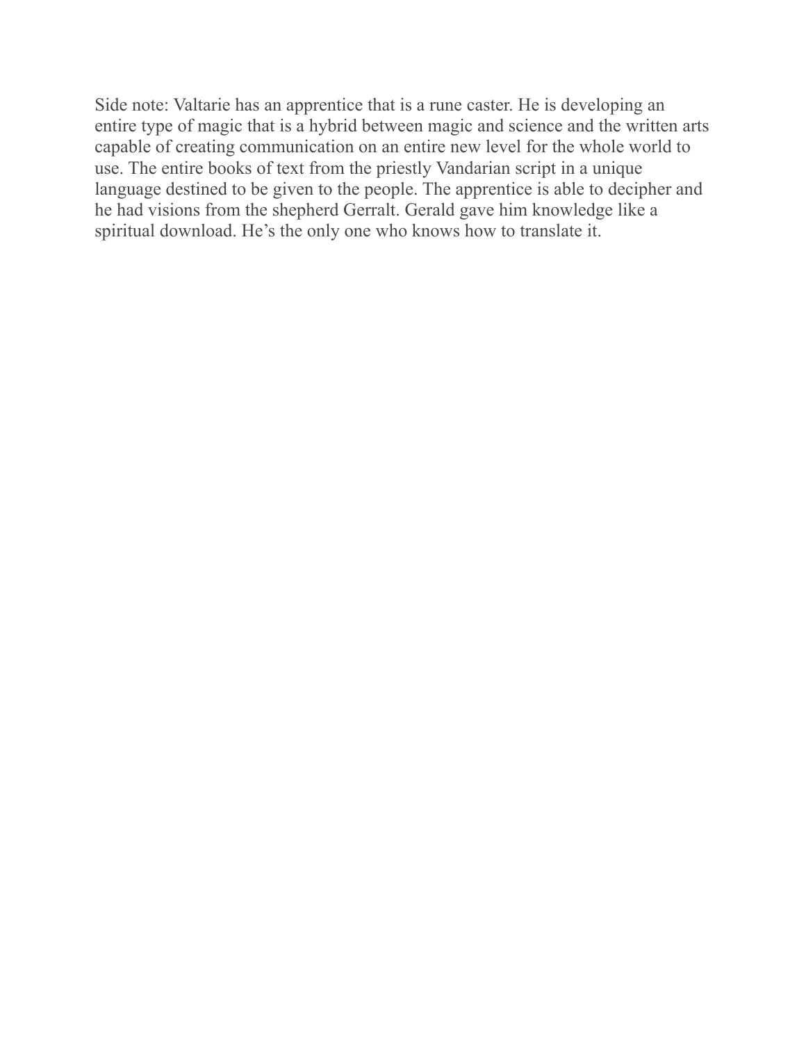Side note: Valtarie has an apprentice that is a rune caster. He is developing an entire type of magic that is a hybrid between magic and science and the written arts capable of creating communication on an entire new level for the whole world to use. The entire books of text from the priestly Vandarian script in a unique language destined to be given to the people. The apprentice is able to decipher and he had visions from the shepherd Gerralt. Gerald gave him knowledge like a spiritual download. He's the only one who knows how to translate it.